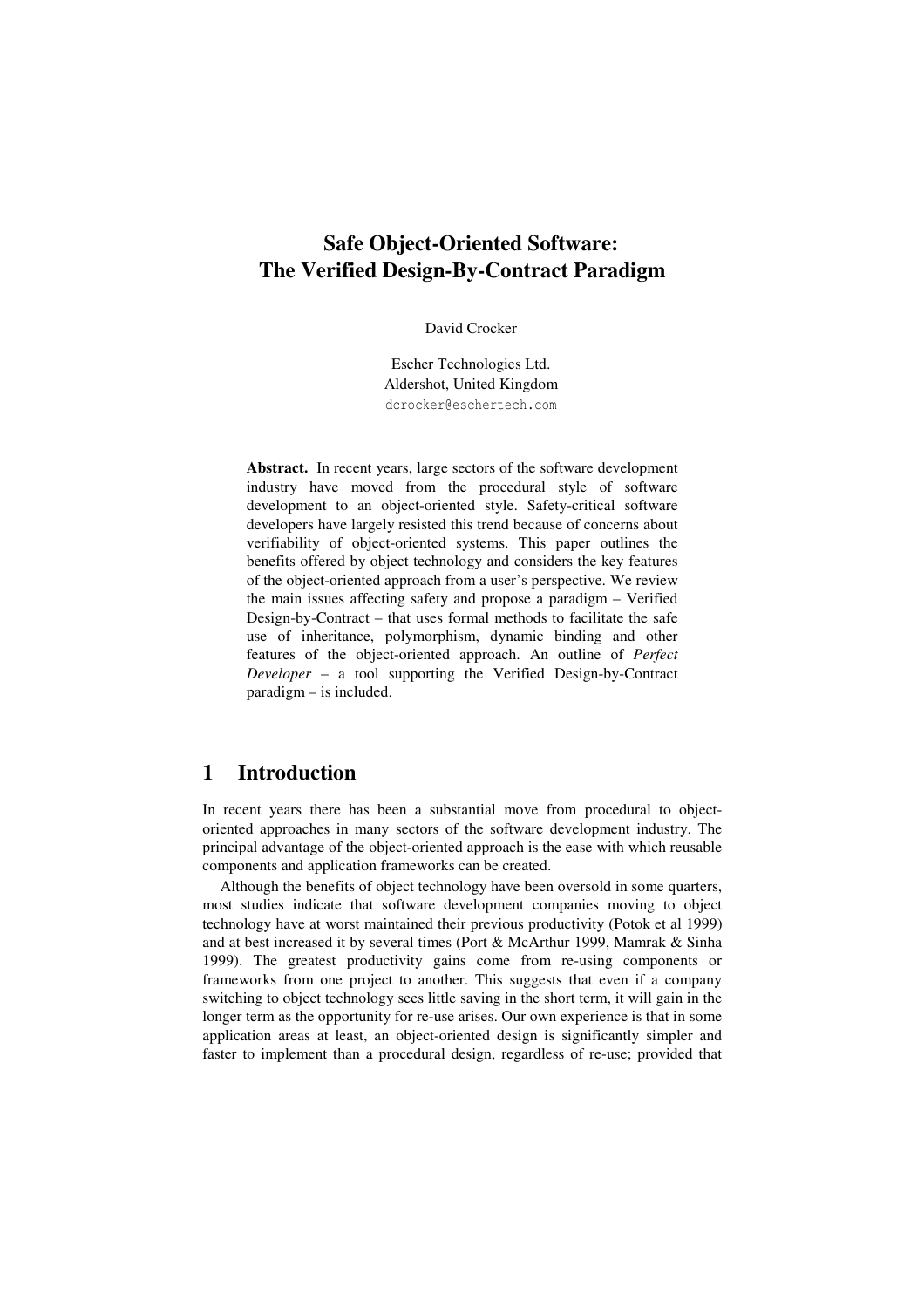# Safe Object-Oriented Software: The Verified Design-By-Contract Paradigm

David Crocker

Escher Technologies Ltd.
Aldershot, United Kingdom
dcrocker@eschertech.com

**Abstract.** In recent years, large sectors of the software development industry have moved from the procedural style of software development to an object-oriented style. Safety-critical software developers have largely resisted this trend because of concerns about verifiability of object-oriented systems. This paper outlines the benefits offered by object technology and considers the key features of the object-oriented approach from a user's perspective. We review the main issues affecting safety and propose a paradigm – Verified Design-by-Contract – that uses formal methods to facilitate the safe use of inheritance, polymorphism, dynamic binding and other features of the object-oriented approach. An outline of *Perfect Developer* – a tool supporting the Verified Design-by-Contract paradigm – is included.

## 1 Introduction

In recent years there has been a substantial move from procedural to object-oriented approaches in many sectors of the software development industry. The principal advantage of the object-oriented approach is the ease with which reusable components and application frameworks can be created.

Although the benefits of object technology have been oversold in some quarters, most studies indicate that software development companies moving to object technology have at worst maintained their previous productivity (Potok et al 1999) and at best increased it by several times (Port & McArthur 1999, Mamrak & Sinha 1999). The greatest productivity gains come from re-using components or frameworks from one project to another. This suggests that even if a company switching to object technology sees little saving in the short term, it will gain in the longer term as the opportunity for re-use arises. Our own experience is that in some application areas at least, an object-oriented design is significantly simpler and faster to implement than a procedural design, regardless of re-use; provided that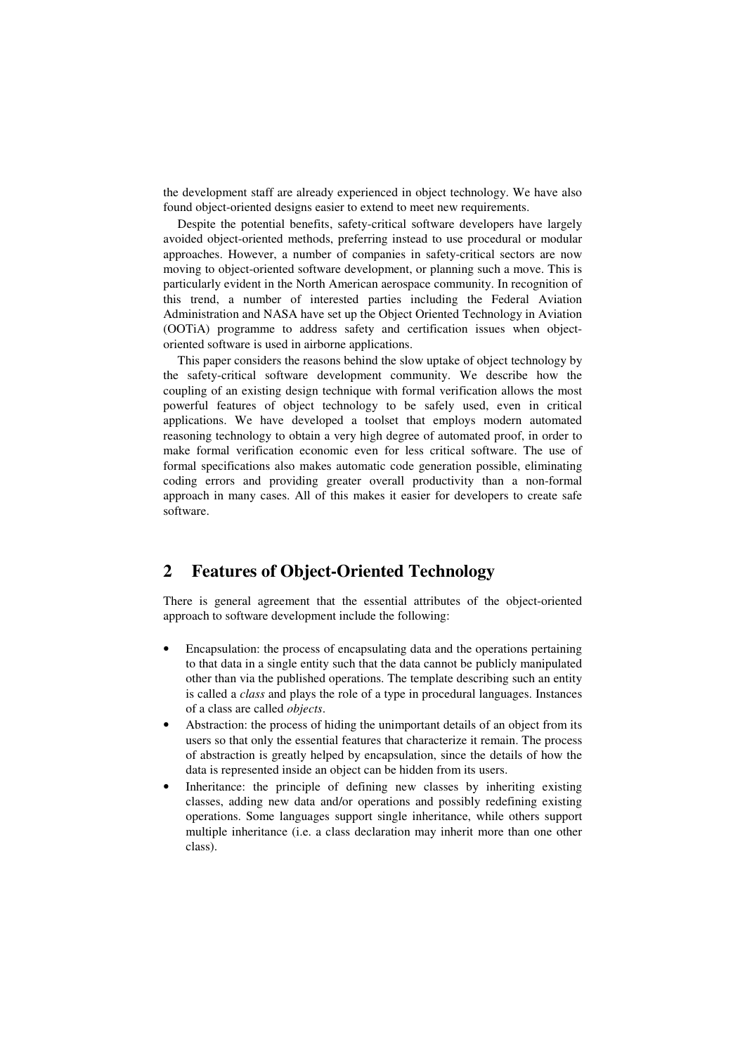the development staff are already experienced in object technology. We have also found object-oriented designs easier to extend to meet new requirements.

Despite the potential benefits, safety-critical software developers have largely avoided object-oriented methods, preferring instead to use procedural or modular approaches. However, a number of companies in safety-critical sectors are now moving to object-oriented software development, or planning such a move. This is particularly evident in the North American aerospace community. In recognition of this trend, a number of interested parties including the Federal Aviation Administration and NASA have set up the Object Oriented Technology in Aviation (OOTiA) programme to address safety and certification issues when object-oriented software is used in airborne applications.

This paper considers the reasons behind the slow uptake of object technology by the safety-critical software development community. We describe how the coupling of an existing design technique with formal verification allows the most powerful features of object technology to be safely used, even in critical applications. We have developed a toolset that employs modern automated reasoning technology to obtain a very high degree of automated proof, in order to make formal verification economic even for less critical software. The use of formal specifications also makes automatic code generation possible, eliminating coding errors and providing greater overall productivity than a non-formal approach in many cases. All of this makes it easier for developers to create safe software.

## 2 Features of Object-Oriented Technology

There is general agreement that the essential attributes of the object-oriented approach to software development include the following:

- Encapsulation: the process of encapsulating data and the operations pertaining to that data in a single entity such that the data cannot be publicly manipulated other than via the published operations. The template describing such an entity is called a *class* and plays the role of a type in procedural languages. Instances of a class are called *objects*.
- Abstraction: the process of hiding the unimportant details of an object from its users so that only the essential features that characterize it remain. The process of abstraction is greatly helped by encapsulation, since the details of how the data is represented inside an object can be hidden from its users.
- Inheritance: the principle of defining new classes by inheriting existing classes, adding new data and/or operations and possibly redefining existing operations. Some languages support single inheritance, while others support multiple inheritance (i.e. a class declaration may inherit more than one other class).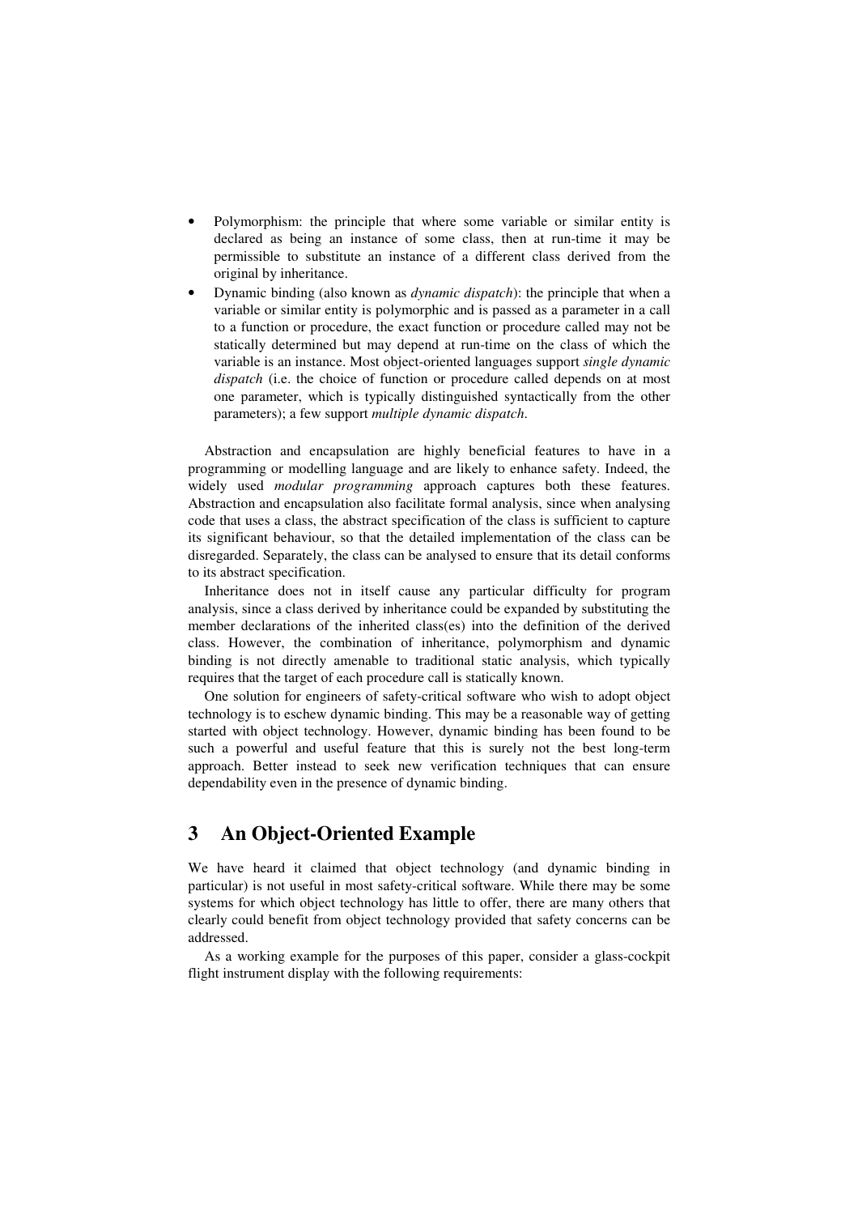- Polymorphism: the principle that where some variable or similar entity is declared as being an instance of some class, then at run-time it may be permissible to substitute an instance of a different class derived from the original by inheritance.
- Dynamic binding (also known as *dynamic dispatch*): the principle that when a variable or similar entity is polymorphic and is passed as a parameter in a call to a function or procedure, the exact function or procedure called may not be statically determined but may depend at run-time on the class of which the variable is an instance. Most object-oriented languages support *single dynamic dispatch* (i.e. the choice of function or procedure called depends on at most one parameter, which is typically distinguished syntactically from the other parameters); a few support *multiple dynamic dispatch*.

Abstraction and encapsulation are highly beneficial features to have in a programming or modelling language and are likely to enhance safety. Indeed, the widely used *modular programming* approach captures both these features. Abstraction and encapsulation also facilitate formal analysis, since when analysing code that uses a class, the abstract specification of the class is sufficient to capture its significant behaviour, so that the detailed implementation of the class can be disregarded. Separately, the class can be analysed to ensure that its detail conforms to its abstract specification.

Inheritance does not in itself cause any particular difficulty for program analysis, since a class derived by inheritance could be expanded by substituting the member declarations of the inherited class(es) into the definition of the derived class. However, the combination of inheritance, polymorphism and dynamic binding is not directly amenable to traditional static analysis, which typically requires that the target of each procedure call is statically known.

One solution for engineers of safety-critical software who wish to adopt object technology is to eschew dynamic binding. This may be a reasonable way of getting started with object technology. However, dynamic binding has been found to be such a powerful and useful feature that this is surely not the best long-term approach. Better instead to seek new verification techniques that can ensure dependability even in the presence of dynamic binding.

## 3 An Object-Oriented Example

We have heard it claimed that object technology (and dynamic binding in particular) is not useful in most safety-critical software. While there may be some systems for which object technology has little to offer, there are many others that clearly could benefit from object technology provided that safety concerns can be addressed.

As a working example for the purposes of this paper, consider a glass-cockpit flight instrument display with the following requirements: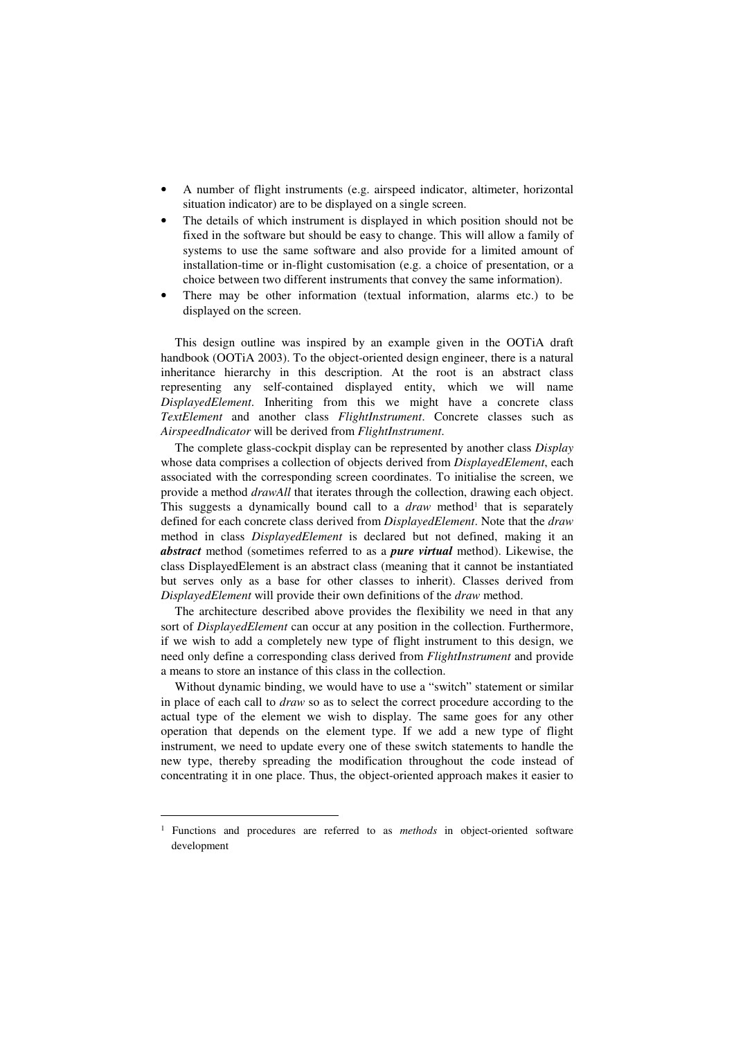- A number of flight instruments (e.g. airspeed indicator, altimeter, horizontal situation indicator) are to be displayed on a single screen.
- The details of which instrument is displayed in which position should not be fixed in the software but should be easy to change. This will allow a family of systems to use the same software and also provide for a limited amount of installation-time or in-flight customisation (e.g. a choice of presentation, or a choice between two different instruments that convey the same information).
- There may be other information (textual information, alarms etc.) to be displayed on the screen.

This design outline was inspired by an example given in the OOTiA draft handbook (OOTiA 2003). To the object-oriented design engineer, there is a natural inheritance hierarchy in this description. At the root is an abstract class representing any self-contained displayed entity, which we will name *DisplayedElement*. Inheriting from this we might have a concrete class *TextElement* and another class *FlightInstrument*. Concrete classes such as *AirspeedIndicator* will be derived from *FlightInstrument*.

The complete glass-cockpit display can be represented by another class *Display* whose data comprises a collection of objects derived from *DisplayedElement*, each associated with the corresponding screen coordinates. To initialise the screen, we provide a method *drawAll* that iterates through the collection, drawing each object. This suggests a dynamically bound call to a *draw* method[1] that is separately defined for each concrete class derived from *DisplayedElement*. Note that the *draw* method in class *DisplayedElement* is declared but not defined, making it an ***abstract*** method (sometimes referred to as a ***pure virtual*** method). Likewise, the class DisplayedElement is an abstract class (meaning that it cannot be instantiated but serves only as a base for other classes to inherit). Classes derived from *DisplayedElement* will provide their own definitions of the *draw* method.

The architecture described above provides the flexibility we need in that any sort of *DisplayedElement* can occur at any position in the collection. Furthermore, if we wish to add a completely new type of flight instrument to this design, we need only define a corresponding class derived from *FlightInstrument* and provide a means to store an instance of this class in the collection.

Without dynamic binding, we would have to use a "switch" statement or similar in place of each call to *draw* so as to select the correct procedure according to the actual type of the element we wish to display. The same goes for any other operation that depends on the element type. If we add a new type of flight instrument, we need to update every one of these switch statements to handle the new type, thereby spreading the modification throughout the code instead of concentrating it in one place. Thus, the object-oriented approach makes it easier to

---

[1] Functions and procedures are referred to as *methods* in object-oriented software development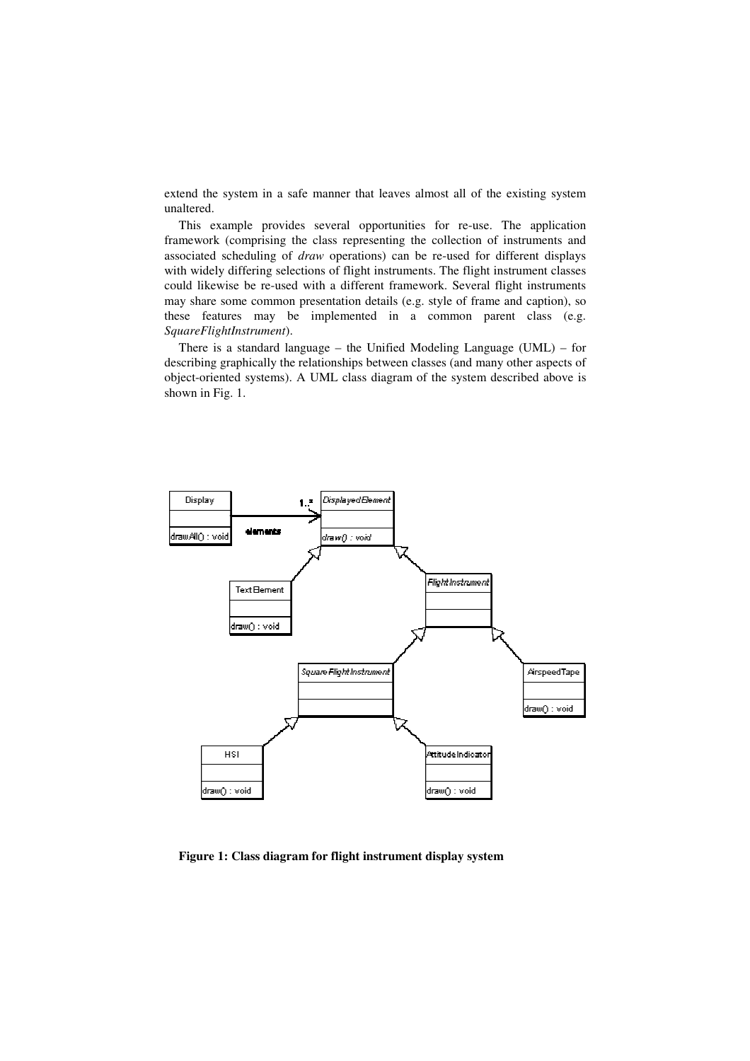extend the system in a safe manner that leaves almost all of the existing system unaltered.

This example provides several opportunities for re-use. The application framework (comprising the class representing the collection of instruments and associated scheduling of *draw* operations) can be re-used for different displays with widely differing selections of flight instruments. The flight instrument classes could likewise be re-used with a different framework. Several flight instruments may share some common presentation details (e.g. style of frame and caption), so these features may be implemented in a common parent class (e.g. *SquareFlightInstrument*).

There is a standard language – the Unified Modeling Language (UML) – for describing graphically the relationships between classes (and many other aspects of object-oriented systems). A UML class diagram of the system described above is shown in Fig. 1.

**Figure 1: Class diagram for flight instrument display system**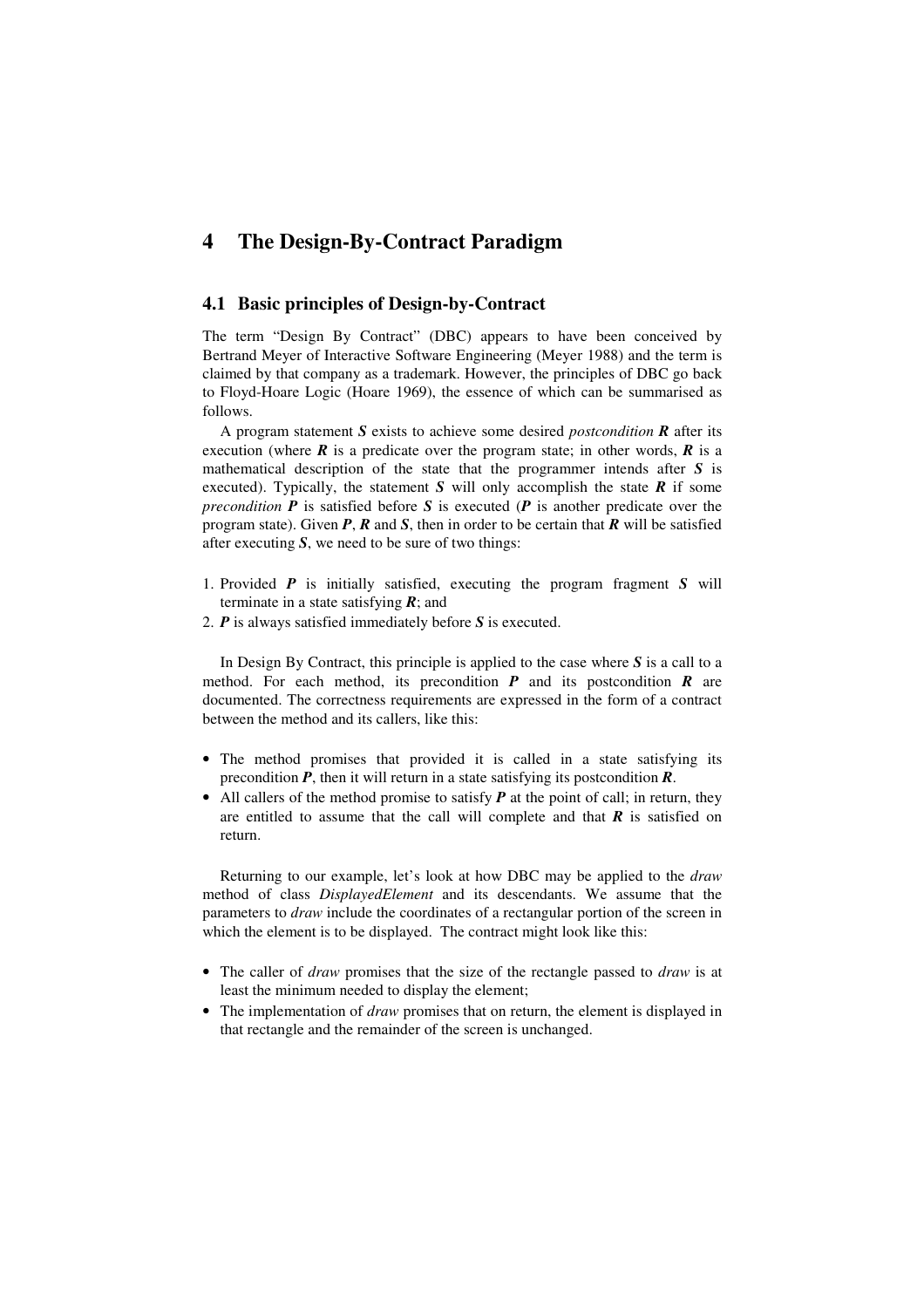# 4 The Design-By-Contract Paradigm

## 4.1 Basic principles of Design-by-Contract

The term "Design By Contract" (DBC) appears to have been conceived by Bertrand Meyer of Interactive Software Engineering (Meyer 1988) and the term is claimed by that company as a trademark. However, the principles of DBC go back to Floyd-Hoare Logic (Hoare 1969), the essence of which can be summarised as follows.

A program statement ***S*** exists to achieve some desired *postcondition* ***R*** after its execution (where ***R*** is a predicate over the program state; in other words, ***R*** is a mathematical description of the state that the programmer intends after ***S*** is executed). Typically, the statement ***S*** will only accomplish the state ***R*** if some *precondition* ***P*** is satisfied before ***S*** is executed (***P*** is another predicate over the program state). Given ***P***, ***R*** and ***S***, then in order to be certain that ***R*** will be satisfied after executing ***S***, we need to be sure of two things:

1. Provided ***P*** is initially satisfied, executing the program fragment ***S*** will terminate in a state satisfying ***R***; and
2. ***P*** is always satisfied immediately before ***S*** is executed.

In Design By Contract, this principle is applied to the case where ***S*** is a call to a method. For each method, its precondition ***P*** and its postcondition ***R*** are documented. The correctness requirements are expressed in the form of a contract between the method and its callers, like this:

- The method promises that provided it is called in a state satisfying its precondition ***P***, then it will return in a state satisfying its postcondition ***R***.
- All callers of the method promise to satisfy ***P*** at the point of call; in return, they are entitled to assume that the call will complete and that ***R*** is satisfied on return.

Returning to our example, let's look at how DBC may be applied to the *draw* method of class *DisplayedElement* and its descendants. We assume that the parameters to *draw* include the coordinates of a rectangular portion of the screen in which the element is to be displayed. The contract might look like this:

- The caller of *draw* promises that the size of the rectangle passed to *draw* is at least the minimum needed to display the element;
- The implementation of *draw* promises that on return, the element is displayed in that rectangle and the remainder of the screen is unchanged.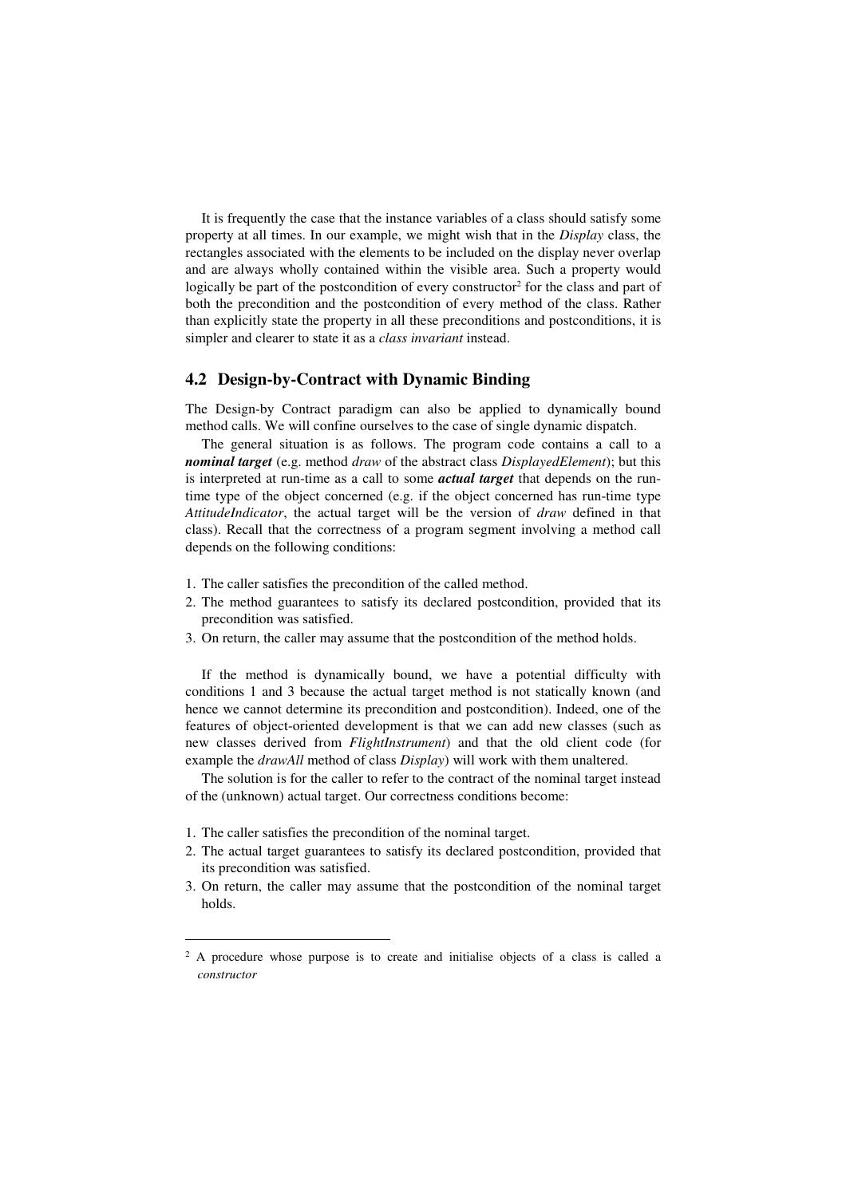It is frequently the case that the instance variables of a class should satisfy some property at all times. In our example, we might wish that in the *Display* class, the rectangles associated with the elements to be included on the display never overlap and are always wholly contained within the visible area. Such a property would logically be part of the postcondition of every constructor[2] for the class and part of both the precondition and the postcondition of every method of the class. Rather than explicitly state the property in all these preconditions and postconditions, it is simpler and clearer to state it as a *class invariant* instead.

## 4.2 Design-by-Contract with Dynamic Binding

The Design-by Contract paradigm can also be applied to dynamically bound method calls. We will confine ourselves to the case of single dynamic dispatch.

The general situation is as follows. The program code contains a call to a ***nominal target*** (e.g. method *draw* of the abstract class *DisplayedElement*); but this is interpreted at run-time as a call to some ***actual target*** that depends on the run-time type of the object concerned (e.g. if the object concerned has run-time type *AttitudeIndicator*, the actual target will be the version of *draw* defined in that class). Recall that the correctness of a program segment involving a method call depends on the following conditions:

1. The caller satisfies the precondition of the called method.
2. The method guarantees to satisfy its declared postcondition, provided that its precondition was satisfied.
3. On return, the caller may assume that the postcondition of the method holds.

If the method is dynamically bound, we have a potential difficulty with conditions 1 and 3 because the actual target method is not statically known (and hence we cannot determine its precondition and postcondition). Indeed, one of the features of object-oriented development is that we can add new classes (such as new classes derived from *FlightInstrument*) and that the old client code (for example the *drawAll* method of class *Display*) will work with them unaltered.

The solution is for the caller to refer to the contract of the nominal target instead of the (unknown) actual target. Our correctness conditions become:

1. The caller satisfies the precondition of the nominal target.
2. The actual target guarantees to satisfy its declared postcondition, provided that its precondition was satisfied.
3. On return, the caller may assume that the postcondition of the nominal target holds.

---

[2] A procedure whose purpose is to create and initialise objects of a class is called a *constructor*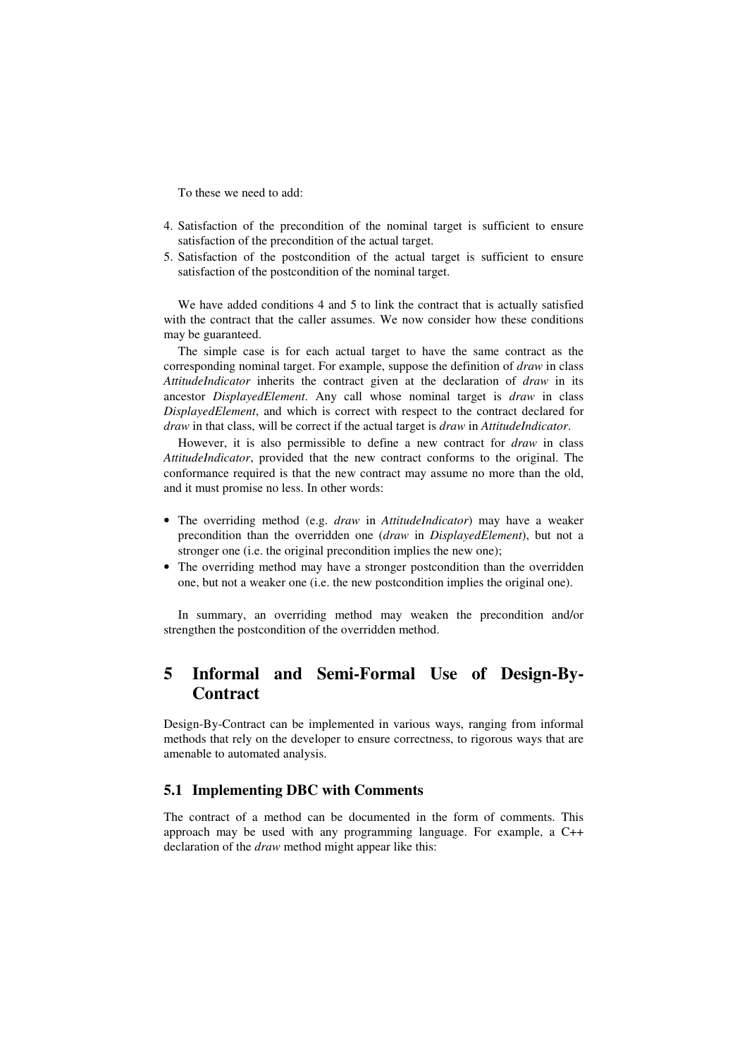To these we need to add:

4. Satisfaction of the precondition of the nominal target is sufficient to ensure satisfaction of the precondition of the actual target.
5. Satisfaction of the postcondition of the actual target is sufficient to ensure satisfaction of the postcondition of the nominal target.

We have added conditions 4 and 5 to link the contract that is actually satisfied with the contract that the caller assumes. We now consider how these conditions may be guaranteed.

The simple case is for each actual target to have the same contract as the corresponding nominal target. For example, suppose the definition of *draw* in class *AttitudeIndicator* inherits the contract given at the declaration of *draw* in its ancestor *DisplayedElement*. Any call whose nominal target is *draw* in class *DisplayedElement*, and which is correct with respect to the contract declared for *draw* in that class, will be correct if the actual target is *draw* in *AttitudeIndicator*.

However, it is also permissible to define a new contract for *draw* in class *AttitudeIndicator*, provided that the new contract conforms to the original. The conformance required is that the new contract may assume no more than the old, and it must promise no less. In other words:

- The overriding method (e.g. *draw* in *AttitudeIndicator*) may have a weaker precondition than the overridden one (*draw* in *DisplayedElement*), but not a stronger one (i.e. the original precondition implies the new one);
- The overriding method may have a stronger postcondition than the overridden one, but not a weaker one (i.e. the new postcondition implies the original one).

In summary, an overriding method may weaken the precondition and/or strengthen the postcondition of the overridden method.

# 5 Informal and Semi-Formal Use of Design-By-Contract

Design-By-Contract can be implemented in various ways, ranging from informal methods that rely on the developer to ensure correctness, to rigorous ways that are amenable to automated analysis.

## 5.1 Implementing DBC with Comments

The contract of a method can be documented in the form of comments. This approach may be used with any programming language. For example, a C++ declaration of the *draw* method might appear like this: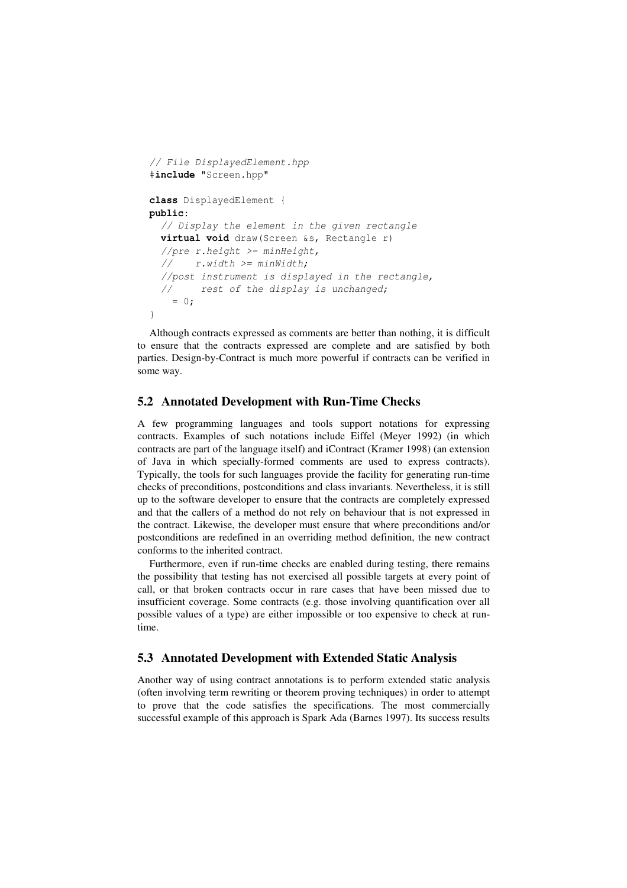```
// File DisplayedElement.hpp
#include "Screen.hpp"

class DisplayedElement {
public:
  // Display the element in the given rectangle
  virtual void draw(Screen &s, Rectangle r)
  //pre r.height >= minHeight,
  //    r.width >= minWidth;
  //post instrument is displayed in the rectangle,
  //     rest of the display is unchanged;
    = 0;
}
```

Although contracts expressed as comments are better than nothing, it is difficult to ensure that the contracts expressed are complete and are satisfied by both parties. Design-by-Contract is much more powerful if contracts can be verified in some way.

## 5.2 Annotated Development with Run-Time Checks

A few programming languages and tools support notations for expressing contracts. Examples of such notations include Eiffel (Meyer 1992) (in which contracts are part of the language itself) and iContract (Kramer 1998) (an extension of Java in which specially-formed comments are used to express contracts). Typically, the tools for such languages provide the facility for generating run-time checks of preconditions, postconditions and class invariants. Nevertheless, it is still up to the software developer to ensure that the contracts are completely expressed and that the callers of a method do not rely on behaviour that is not expressed in the contract. Likewise, the developer must ensure that where preconditions and/or postconditions are redefined in an overriding method definition, the new contract conforms to the inherited contract.

Furthermore, even if run-time checks are enabled during testing, there remains the possibility that testing has not exercised all possible targets at every point of call, or that broken contracts occur in rare cases that have been missed due to insufficient coverage. Some contracts (e.g. those involving quantification over all possible values of a type) are either impossible or too expensive to check at run-time.

## 5.3 Annotated Development with Extended Static Analysis

Another way of using contract annotations is to perform extended static analysis (often involving term rewriting or theorem proving techniques) in order to attempt to prove that the code satisfies the specifications. The most commercially successful example of this approach is Spark Ada (Barnes 1997). Its success results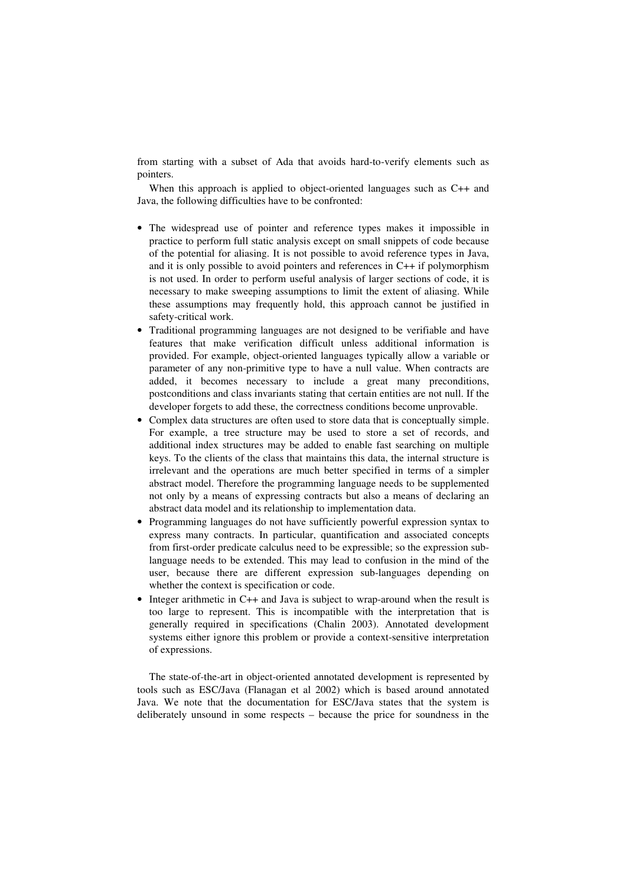from starting with a subset of Ada that avoids hard-to-verify elements such as pointers.

When this approach is applied to object-oriented languages such as C++ and Java, the following difficulties have to be confronted:

- The widespread use of pointer and reference types makes it impossible in practice to perform full static analysis except on small snippets of code because of the potential for aliasing. It is not possible to avoid reference types in Java, and it is only possible to avoid pointers and references in C++ if polymorphism is not used. In order to perform useful analysis of larger sections of code, it is necessary to make sweeping assumptions to limit the extent of aliasing. While these assumptions may frequently hold, this approach cannot be justified in safety-critical work.
- Traditional programming languages are not designed to be verifiable and have features that make verification difficult unless additional information is provided. For example, object-oriented languages typically allow a variable or parameter of any non-primitive type to have a null value. When contracts are added, it becomes necessary to include a great many preconditions, postconditions and class invariants stating that certain entities are not null. If the developer forgets to add these, the correctness conditions become unprovable.
- Complex data structures are often used to store data that is conceptually simple. For example, a tree structure may be used to store a set of records, and additional index structures may be added to enable fast searching on multiple keys. To the clients of the class that maintains this data, the internal structure is irrelevant and the operations are much better specified in terms of a simpler abstract model. Therefore the programming language needs to be supplemented not only by a means of expressing contracts but also a means of declaring an abstract data model and its relationship to implementation data.
- Programming languages do not have sufficiently powerful expression syntax to express many contracts. In particular, quantification and associated concepts from first-order predicate calculus need to be expressible; so the expression sub-language needs to be extended. This may lead to confusion in the mind of the user, because there are different expression sub-languages depending on whether the context is specification or code.
- Integer arithmetic in C++ and Java is subject to wrap-around when the result is too large to represent. This is incompatible with the interpretation that is generally required in specifications (Chalin 2003). Annotated development systems either ignore this problem or provide a context-sensitive interpretation of expressions.

The state-of-the-art in object-oriented annotated development is represented by tools such as ESC/Java (Flanagan et al 2002) which is based around annotated Java. We note that the documentation for ESC/Java states that the system is deliberately unsound in some respects – because the price for soundness in the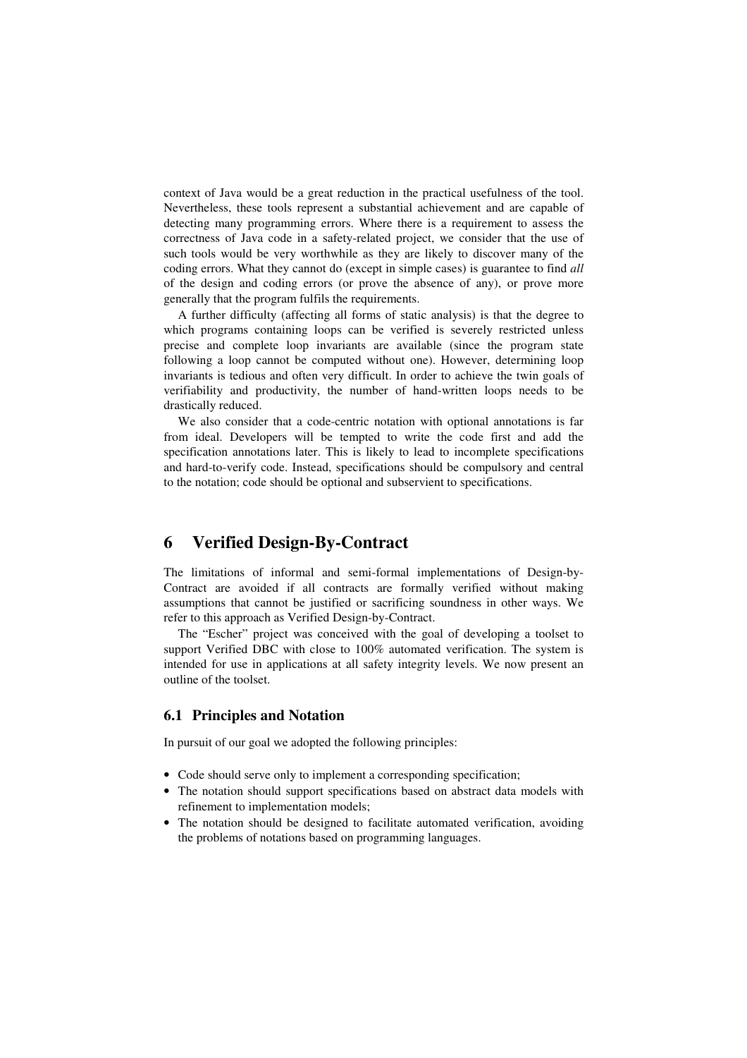context of Java would be a great reduction in the practical usefulness of the tool. Nevertheless, these tools represent a substantial achievement and are capable of detecting many programming errors. Where there is a requirement to assess the correctness of Java code in a safety-related project, we consider that the use of such tools would be very worthwhile as they are likely to discover many of the coding errors. What they cannot do (except in simple cases) is guarantee to find *all* of the design and coding errors (or prove the absence of any), or prove more generally that the program fulfils the requirements.

A further difficulty (affecting all forms of static analysis) is that the degree to which programs containing loops can be verified is severely restricted unless precise and complete loop invariants are available (since the program state following a loop cannot be computed without one). However, determining loop invariants is tedious and often very difficult. In order to achieve the twin goals of verifiability and productivity, the number of hand-written loops needs to be drastically reduced.

We also consider that a code-centric notation with optional annotations is far from ideal. Developers will be tempted to write the code first and add the specification annotations later. This is likely to lead to incomplete specifications and hard-to-verify code. Instead, specifications should be compulsory and central to the notation; code should be optional and subservient to specifications.

# 6 Verified Design-By-Contract

The limitations of informal and semi-formal implementations of Design-by-Contract are avoided if all contracts are formally verified without making assumptions that cannot be justified or sacrificing soundness in other ways. We refer to this approach as Verified Design-by-Contract.

The "Escher" project was conceived with the goal of developing a toolset to support Verified DBC with close to 100% automated verification. The system is intended for use in applications at all safety integrity levels. We now present an outline of the toolset.

## 6.1 Principles and Notation

In pursuit of our goal we adopted the following principles:

- Code should serve only to implement a corresponding specification;
- The notation should support specifications based on abstract data models with refinement to implementation models;
- The notation should be designed to facilitate automated verification, avoiding the problems of notations based on programming languages.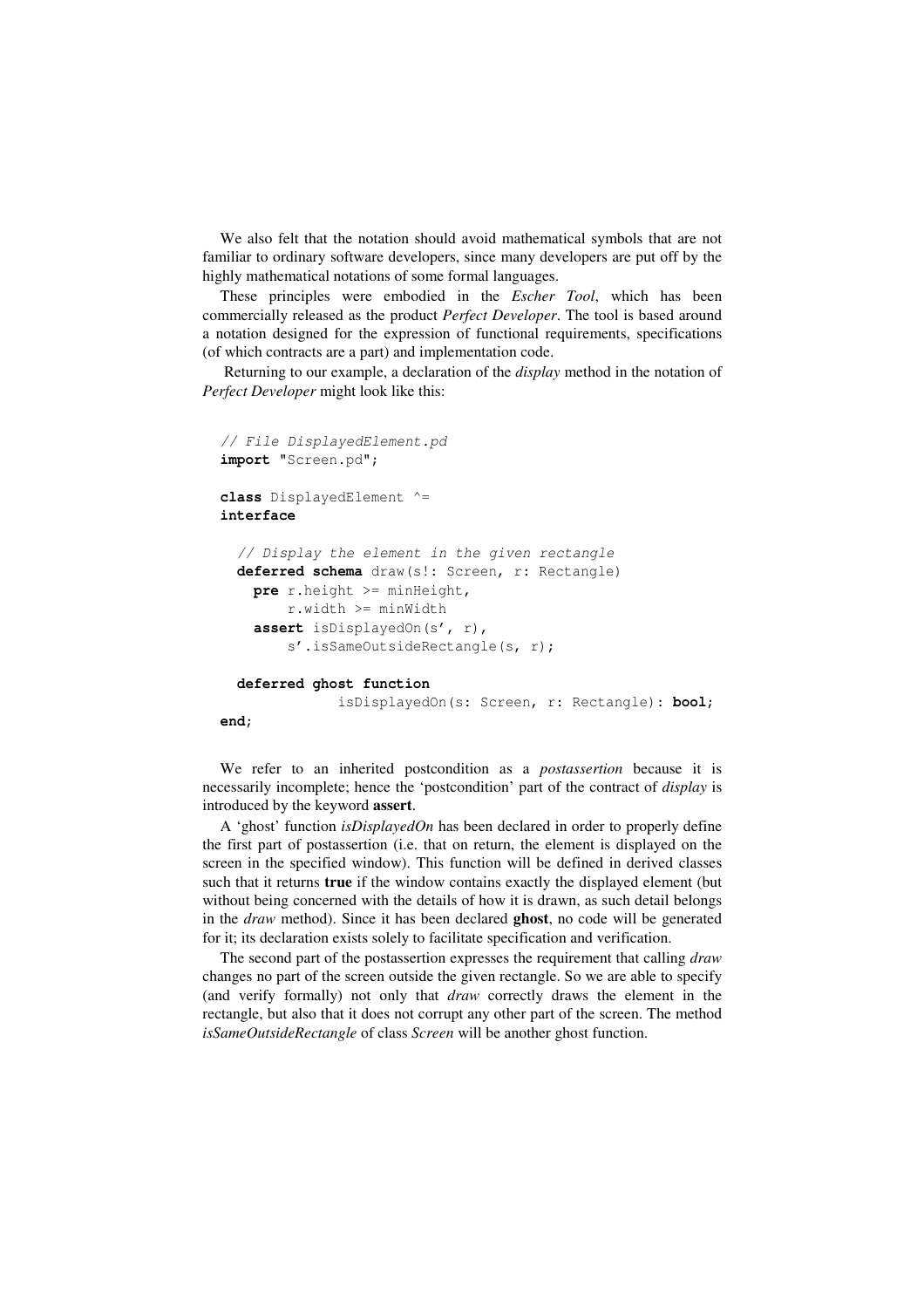We also felt that the notation should avoid mathematical symbols that are not familiar to ordinary software developers, since many developers are put off by the highly mathematical notations of some formal languages.

These principles were embodied in the *Escher Tool*, which has been commercially released as the product *Perfect Developer*. The tool is based around a notation designed for the expression of functional requirements, specifications (of which contracts are a part) and implementation code.

Returning to our example, a declaration of the *display* method in the notation of *Perfect Developer* might look like this:

```
// File DisplayedElement.pd
import "Screen.pd";

class DisplayedElement ^=
interface

  // Display the element in the given rectangle
  deferred schema draw(s!: Screen, r: Rectangle)
    pre r.height >= minHeight,
        r.width >= minWidth
    assert isDisplayedOn(s', r),
        s'.isSameOutsideRectangle(s, r);

  deferred ghost function
            isDisplayedOn(s: Screen, r: Rectangle): bool;
end;
```

We refer to an inherited postcondition as a *postassertion* because it is necessarily incomplete; hence the 'postcondition' part of the contract of *display* is introduced by the keyword **assert**.

A 'ghost' function *isDisplayedOn* has been declared in order to properly define the first part of postassertion (i.e. that on return, the element is displayed on the screen in the specified window). This function will be defined in derived classes such that it returns **true** if the window contains exactly the displayed element (but without being concerned with the details of how it is drawn, as such detail belongs in the *draw* method). Since it has been declared **ghost**, no code will be generated for it; its declaration exists solely to facilitate specification and verification.

The second part of the postassertion expresses the requirement that calling *draw* changes no part of the screen outside the given rectangle. So we are able to specify (and verify formally) not only that *draw* correctly draws the element in the rectangle, but also that it does not corrupt any other part of the screen. The method *isSameOutsideRectangle* of class *Screen* will be another ghost function.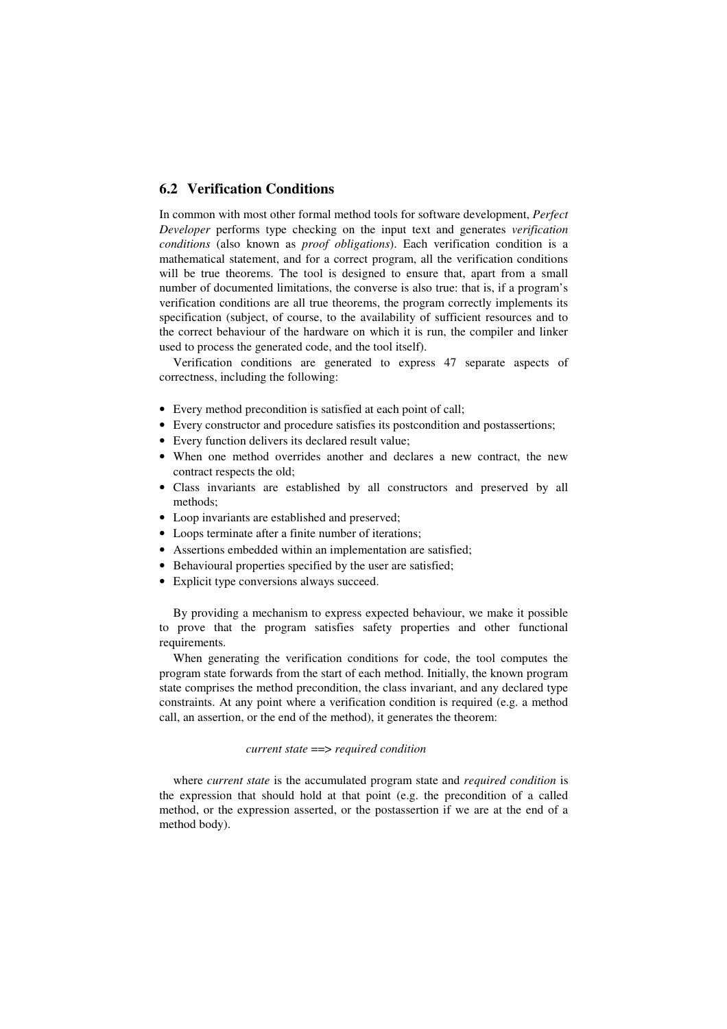## 6.2 Verification Conditions

In common with most other formal method tools for software development, *Perfect Developer* performs type checking on the input text and generates *verification conditions* (also known as *proof obligations*). Each verification condition is a mathematical statement, and for a correct program, all the verification conditions will be true theorems. The tool is designed to ensure that, apart from a small number of documented limitations, the converse is also true: that is, if a program's verification conditions are all true theorems, the program correctly implements its specification (subject, of course, to the availability of sufficient resources and to the correct behaviour of the hardware on which it is run, the compiler and linker used to process the generated code, and the tool itself).

Verification conditions are generated to express 47 separate aspects of correctness, including the following:

- Every method precondition is satisfied at each point of call;
- Every constructor and procedure satisfies its postcondition and postassertions;
- Every function delivers its declared result value;
- When one method overrides another and declares a new contract, the new contract respects the old;
- Class invariants are established by all constructors and preserved by all methods;
- Loop invariants are established and preserved;
- Loops terminate after a finite number of iterations;
- Assertions embedded within an implementation are satisfied;
- Behavioural properties specified by the user are satisfied;
- Explicit type conversions always succeed.

By providing a mechanism to express expected behaviour, we make it possible to prove that the program satisfies safety properties and other functional requirements.

When generating the verification conditions for code, the tool computes the program state forwards from the start of each method. Initially, the known program state comprises the method precondition, the class invariant, and any declared type constraints. At any point where a verification condition is required (e.g. a method call, an assertion, or the end of the method), it generates the theorem:

*current state* ==> *required condition*

where *current state* is the accumulated program state and *required condition* is the expression that should hold at that point (e.g. the precondition of a called method, or the expression asserted, or the postassertion if we are at the end of a method body).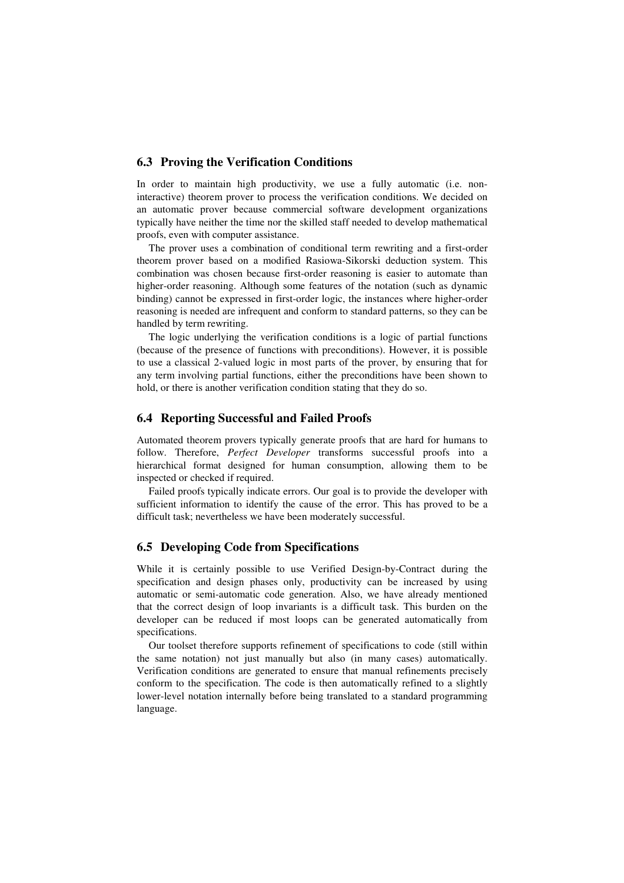### 6.3 Proving the Verification Conditions

In order to maintain high productivity, we use a fully automatic (i.e. non-interactive) theorem prover to process the verification conditions. We decided on an automatic prover because commercial software development organizations typically have neither the time nor the skilled staff needed to develop mathematical proofs, even with computer assistance.

The prover uses a combination of conditional term rewriting and a first-order theorem prover based on a modified Rasiowa-Sikorski deduction system. This combination was chosen because first-order reasoning is easier to automate than higher-order reasoning. Although some features of the notation (such as dynamic binding) cannot be expressed in first-order logic, the instances where higher-order reasoning is needed are infrequent and conform to standard patterns, so they can be handled by term rewriting.

The logic underlying the verification conditions is a logic of partial functions (because of the presence of functions with preconditions). However, it is possible to use a classical 2-valued logic in most parts of the prover, by ensuring that for any term involving partial functions, either the preconditions have been shown to hold, or there is another verification condition stating that they do so.

### 6.4 Reporting Successful and Failed Proofs

Automated theorem provers typically generate proofs that are hard for humans to follow. Therefore, *Perfect Developer* transforms successful proofs into a hierarchical format designed for human consumption, allowing them to be inspected or checked if required.

Failed proofs typically indicate errors. Our goal is to provide the developer with sufficient information to identify the cause of the error. This has proved to be a difficult task; nevertheless we have been moderately successful.

### 6.5 Developing Code from Specifications

While it is certainly possible to use Verified Design-by-Contract during the specification and design phases only, productivity can be increased by using automatic or semi-automatic code generation. Also, we have already mentioned that the correct design of loop invariants is a difficult task. This burden on the developer can be reduced if most loops can be generated automatically from specifications.

Our toolset therefore supports refinement of specifications to code (still within the same notation) not just manually but also (in many cases) automatically. Verification conditions are generated to ensure that manual refinements precisely conform to the specification. The code is then automatically refined to a slightly lower-level notation internally before being translated to a standard programming language.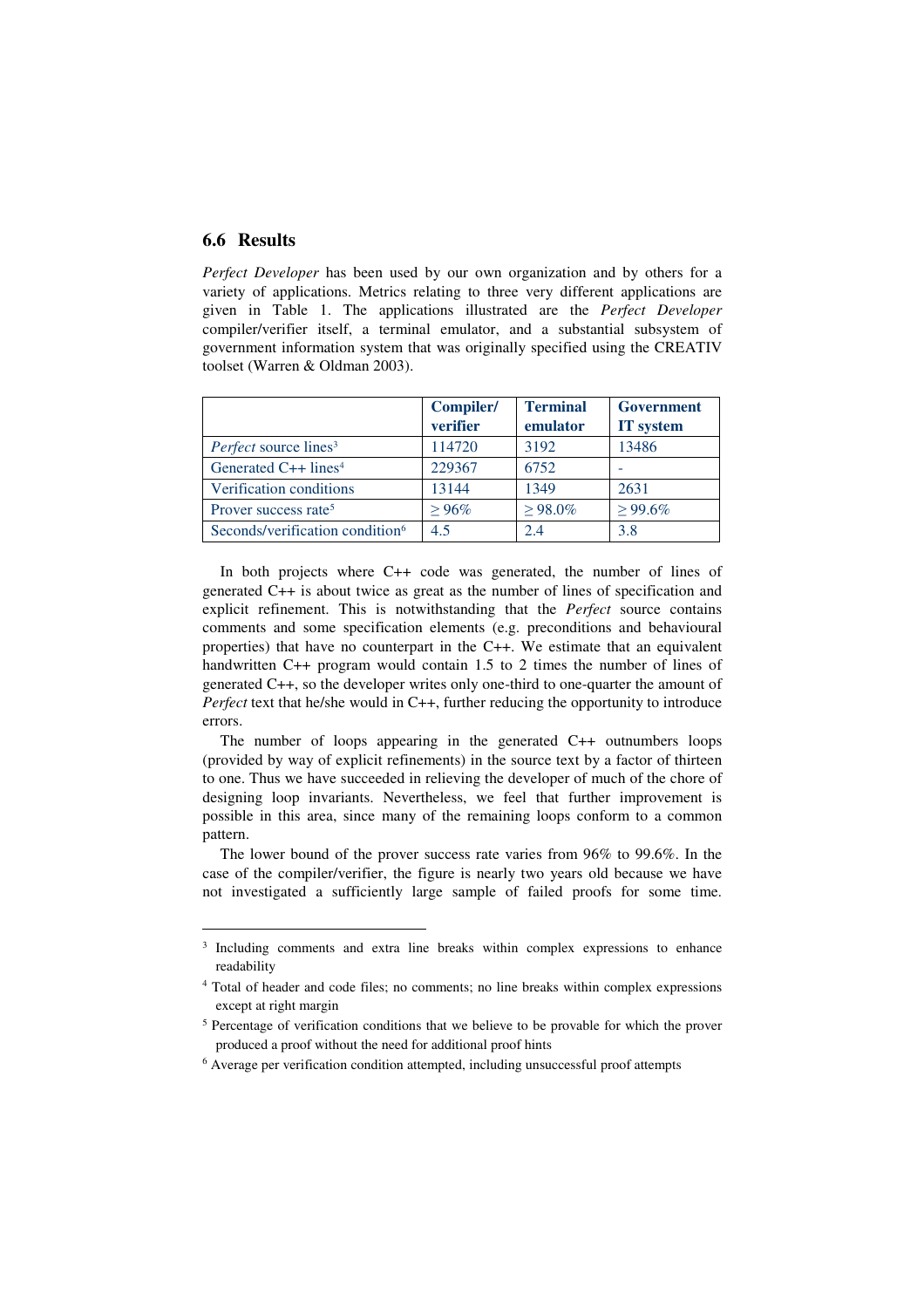### 6.6 Results

*Perfect Developer* has been used by our own organization and by others for a variety of applications. Metrics relating to three very different applications are given in Table 1. The applications illustrated are the *Perfect Developer* compiler/verifier itself, a terminal emulator, and a substantial subsystem of government information system that was originally specified using the CREATIV toolset (Warren & Oldman 2003).

| | **Compiler/ verifier** | **Terminal emulator** | **Government IT system** |
|---|---|---|---|
| *Perfect* source lines[3] | 114720 | 3192 | 13486 |
| Generated C++ lines[4] | 229367 | 6752 | - |
| Verification conditions | 13144 | 1349 | 2631 |
| Prover success rate[5] | ≥ 96% | ≥ 98.0% | ≥ 99.6% |
| Seconds/verification condition[6] | 4.5 | 2.4 | 3.8 |

In both projects where C++ code was generated, the number of lines of generated C++ is about twice as great as the number of lines of specification and explicit refinement. This is notwithstanding that the *Perfect* source contains comments and some specification elements (e.g. preconditions and behavioural properties) that have no counterpart in the C++. We estimate that an equivalent handwritten C++ program would contain 1.5 to 2 times the number of lines of generated C++, so the developer writes only one-third to one-quarter the amount of *Perfect* text that he/she would in C++, further reducing the opportunity to introduce errors.

The number of loops appearing in the generated C++ outnumbers loops (provided by way of explicit refinements) in the source text by a factor of thirteen to one. Thus we have succeeded in relieving the developer of much of the chore of designing loop invariants. Nevertheless, we feel that further improvement is possible in this area, since many of the remaining loops conform to a common pattern.

The lower bound of the prover success rate varies from 96% to 99.6%. In the case of the compiler/verifier, the figure is nearly two years old because we have not investigated a sufficiently large sample of failed proofs for some time.

---

[3] Including comments and extra line breaks within complex expressions to enhance readability

[4] Total of header and code files; no comments; no line breaks within complex expressions except at right margin

[5] Percentage of verification conditions that we believe to be provable for which the prover produced a proof without the need for additional proof hints

[6] Average per verification condition attempted, including unsuccessful proof attempts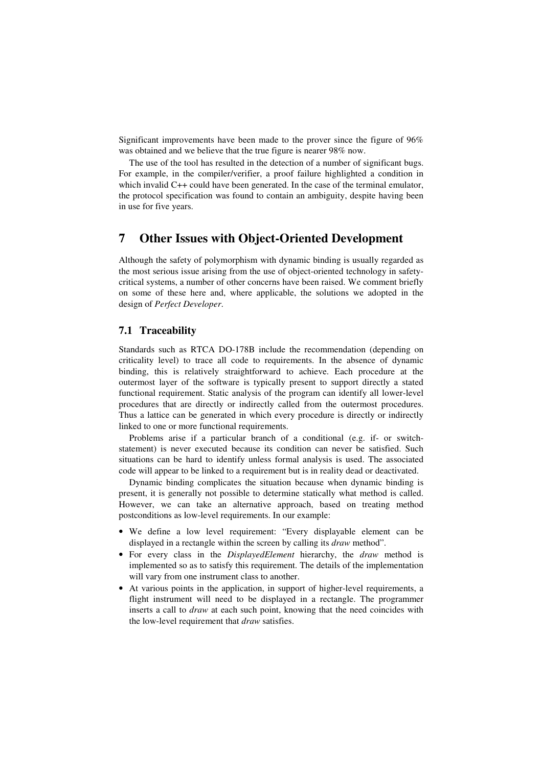Significant improvements have been made to the prover since the figure of 96% was obtained and we believe that the true figure is nearer 98% now.

The use of the tool has resulted in the detection of a number of significant bugs. For example, in the compiler/verifier, a proof failure highlighted a condition in which invalid C++ could have been generated. In the case of the terminal emulator, the protocol specification was found to contain an ambiguity, despite having been in use for five years.

# 7 Other Issues with Object-Oriented Development

Although the safety of polymorphism with dynamic binding is usually regarded as the most serious issue arising from the use of object-oriented technology in safety-critical systems, a number of other concerns have been raised. We comment briefly on some of these here and, where applicable, the solutions we adopted in the design of *Perfect Developer*.

## 7.1 Traceability

Standards such as RTCA DO-178B include the recommendation (depending on criticality level) to trace all code to requirements. In the absence of dynamic binding, this is relatively straightforward to achieve. Each procedure at the outermost layer of the software is typically present to support directly a stated functional requirement. Static analysis of the program can identify all lower-level procedures that are directly or indirectly called from the outermost procedures. Thus a lattice can be generated in which every procedure is directly or indirectly linked to one or more functional requirements.

Problems arise if a particular branch of a conditional (e.g. if- or switch-statement) is never executed because its condition can never be satisfied. Such situations can be hard to identify unless formal analysis is used. The associated code will appear to be linked to a requirement but is in reality dead or deactivated.

Dynamic binding complicates the situation because when dynamic binding is present, it is generally not possible to determine statically what method is called. However, we can take an alternative approach, based on treating method postconditions as low-level requirements. In our example:

- We define a low level requirement: "Every displayable element can be displayed in a rectangle within the screen by calling its *draw* method".
- For every class in the *DisplayedElement* hierarchy, the *draw* method is implemented so as to satisfy this requirement. The details of the implementation will vary from one instrument class to another.
- At various points in the application, in support of higher-level requirements, a flight instrument will need to be displayed in a rectangle. The programmer inserts a call to *draw* at each such point, knowing that the need coincides with the low-level requirement that *draw* satisfies.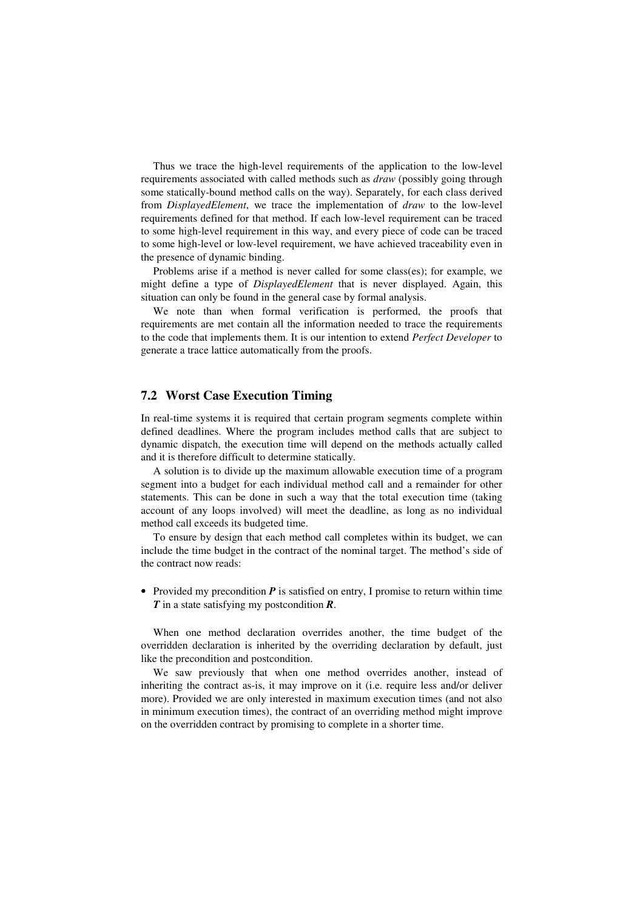Thus we trace the high-level requirements of the application to the low-level requirements associated with called methods such as *draw* (possibly going through some statically-bound method calls on the way). Separately, for each class derived from *DisplayedElement*, we trace the implementation of *draw* to the low-level requirements defined for that method. If each low-level requirement can be traced to some high-level requirement in this way, and every piece of code can be traced to some high-level or low-level requirement, we have achieved traceability even in the presence of dynamic binding.

Problems arise if a method is never called for some class(es); for example, we might define a type of *DisplayedElement* that is never displayed. Again, this situation can only be found in the general case by formal analysis.

We note than when formal verification is performed, the proofs that requirements are met contain all the information needed to trace the requirements to the code that implements them. It is our intention to extend *Perfect Developer* to generate a trace lattice automatically from the proofs.

## 7.2 Worst Case Execution Timing

In real-time systems it is required that certain program segments complete within defined deadlines. Where the program includes method calls that are subject to dynamic dispatch, the execution time will depend on the methods actually called and it is therefore difficult to determine statically.

A solution is to divide up the maximum allowable execution time of a program segment into a budget for each individual method call and a remainder for other statements. This can be done in such a way that the total execution time (taking account of any loops involved) will meet the deadline, as long as no individual method call exceeds its budgeted time.

To ensure by design that each method call completes within its budget, we can include the time budget in the contract of the nominal target. The method's side of the contract now reads:

- Provided my precondition ***P*** is satisfied on entry, I promise to return within time ***T*** in a state satisfying my postcondition ***R***.

When one method declaration overrides another, the time budget of the overridden declaration is inherited by the overriding declaration by default, just like the precondition and postcondition.

We saw previously that when one method overrides another, instead of inheriting the contract as-is, it may improve on it (i.e. require less and/or deliver more). Provided we are only interested in maximum execution times (and not also in minimum execution times), the contract of an overriding method might improve on the overridden contract by promising to complete in a shorter time.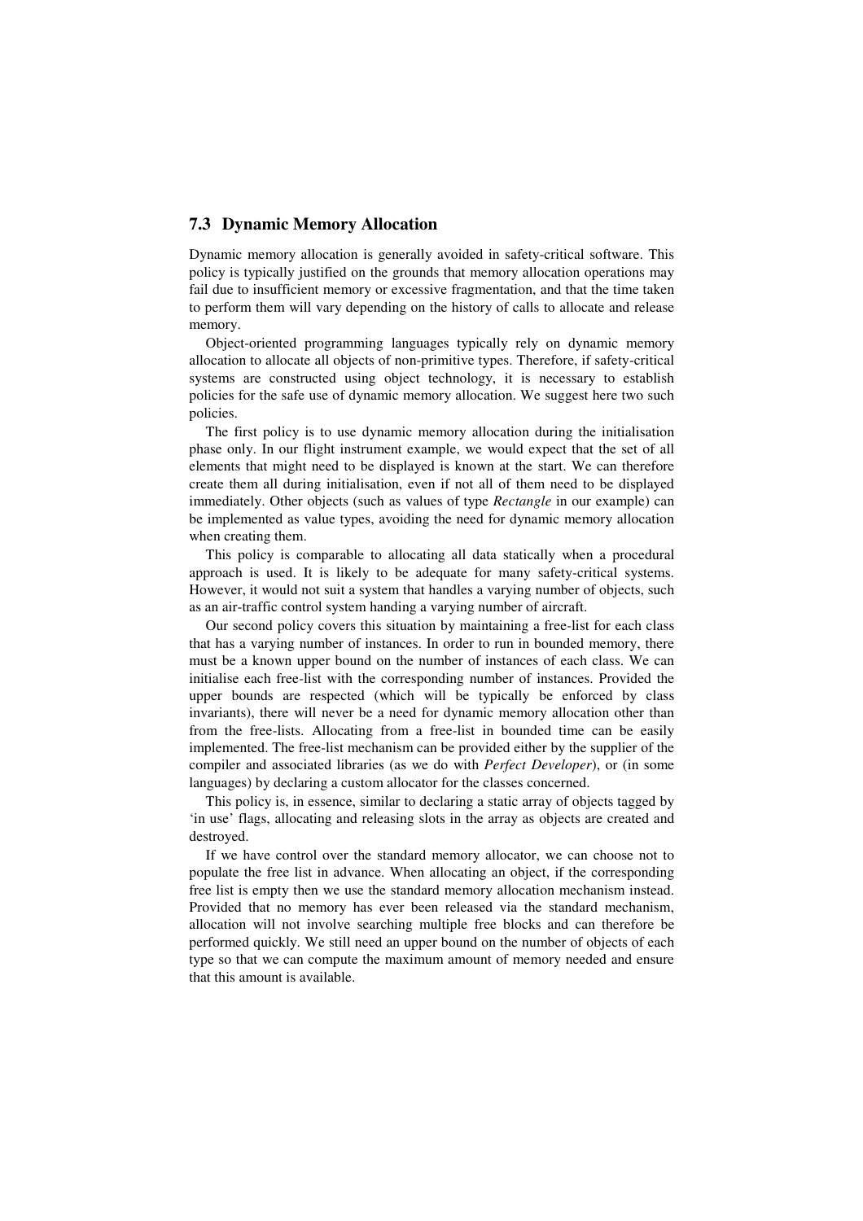## 7.3 Dynamic Memory Allocation

Dynamic memory allocation is generally avoided in safety-critical software. This policy is typically justified on the grounds that memory allocation operations may fail due to insufficient memory or excessive fragmentation, and that the time taken to perform them will vary depending on the history of calls to allocate and release memory.

Object-oriented programming languages typically rely on dynamic memory allocation to allocate all objects of non-primitive types. Therefore, if safety-critical systems are constructed using object technology, it is necessary to establish policies for the safe use of dynamic memory allocation. We suggest here two such policies.

The first policy is to use dynamic memory allocation during the initialisation phase only. In our flight instrument example, we would expect that the set of all elements that might need to be displayed is known at the start. We can therefore create them all during initialisation, even if not all of them need to be displayed immediately. Other objects (such as values of type *Rectangle* in our example) can be implemented as value types, avoiding the need for dynamic memory allocation when creating them.

This policy is comparable to allocating all data statically when a procedural approach is used. It is likely to be adequate for many safety-critical systems. However, it would not suit a system that handles a varying number of objects, such as an air-traffic control system handing a varying number of aircraft.

Our second policy covers this situation by maintaining a free-list for each class that has a varying number of instances. In order to run in bounded memory, there must be a known upper bound on the number of instances of each class. We can initialise each free-list with the corresponding number of instances. Provided the upper bounds are respected (which will be typically be enforced by class invariants), there will never be a need for dynamic memory allocation other than from the free-lists. Allocating from a free-list in bounded time can be easily implemented. The free-list mechanism can be provided either by the supplier of the compiler and associated libraries (as we do with *Perfect Developer*), or (in some languages) by declaring a custom allocator for the classes concerned.

This policy is, in essence, similar to declaring a static array of objects tagged by 'in use' flags, allocating and releasing slots in the array as objects are created and destroyed.

If we have control over the standard memory allocator, we can choose not to populate the free list in advance. When allocating an object, if the corresponding free list is empty then we use the standard memory allocation mechanism instead. Provided that no memory has ever been released via the standard mechanism, allocation will not involve searching multiple free blocks and can therefore be performed quickly. We still need an upper bound on the number of objects of each type so that we can compute the maximum amount of memory needed and ensure that this amount is available.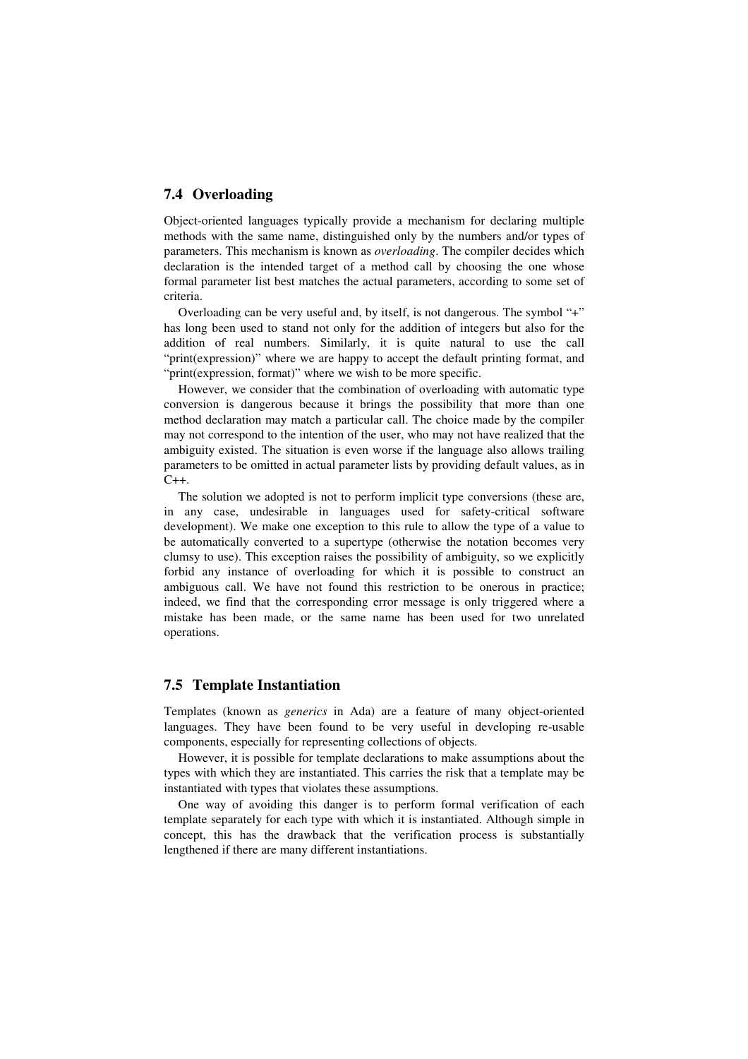## 7.4 Overloading

Object-oriented languages typically provide a mechanism for declaring multiple methods with the same name, distinguished only by the numbers and/or types of parameters. This mechanism is known as *overloading*. The compiler decides which declaration is the intended target of a method call by choosing the one whose formal parameter list best matches the actual parameters, according to some set of criteria.

Overloading can be very useful and, by itself, is not dangerous. The symbol "+" has long been used to stand not only for the addition of integers but also for the addition of real numbers. Similarly, it is quite natural to use the call "print(expression)" where we are happy to accept the default printing format, and "print(expression, format)" where we wish to be more specific.

However, we consider that the combination of overloading with automatic type conversion is dangerous because it brings the possibility that more than one method declaration may match a particular call. The choice made by the compiler may not correspond to the intention of the user, who may not have realized that the ambiguity existed. The situation is even worse if the language also allows trailing parameters to be omitted in actual parameter lists by providing default values, as in C++.

The solution we adopted is not to perform implicit type conversions (these are, in any case, undesirable in languages used for safety-critical software development). We make one exception to this rule to allow the type of a value to be automatically converted to a supertype (otherwise the notation becomes very clumsy to use). This exception raises the possibility of ambiguity, so we explicitly forbid any instance of overloading for which it is possible to construct an ambiguous call. We have not found this restriction to be onerous in practice; indeed, we find that the corresponding error message is only triggered where a mistake has been made, or the same name has been used for two unrelated operations.

## 7.5 Template Instantiation

Templates (known as *generics* in Ada) are a feature of many object-oriented languages. They have been found to be very useful in developing re-usable components, especially for representing collections of objects.

However, it is possible for template declarations to make assumptions about the types with which they are instantiated. This carries the risk that a template may be instantiated with types that violates these assumptions.

One way of avoiding this danger is to perform formal verification of each template separately for each type with which it is instantiated. Although simple in concept, this has the drawback that the verification process is substantially lengthened if there are many different instantiations.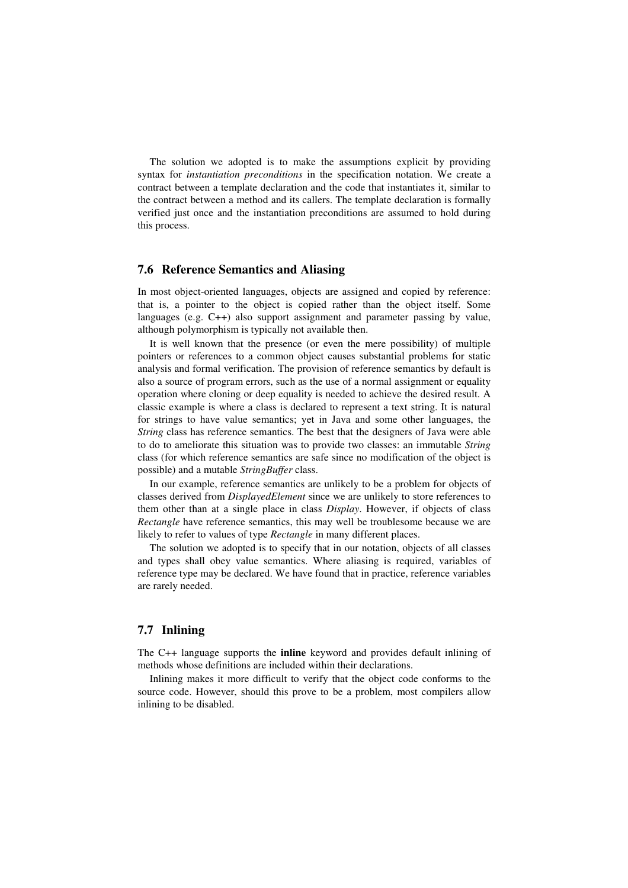The solution we adopted is to make the assumptions explicit by providing syntax for *instantiation preconditions* in the specification notation. We create a contract between a template declaration and the code that instantiates it, similar to the contract between a method and its callers. The template declaration is formally verified just once and the instantiation preconditions are assumed to hold during this process.

## 7.6 Reference Semantics and Aliasing

In most object-oriented languages, objects are assigned and copied by reference: that is, a pointer to the object is copied rather than the object itself. Some languages (e.g. C++) also support assignment and parameter passing by value, although polymorphism is typically not available then.

It is well known that the presence (or even the mere possibility) of multiple pointers or references to a common object causes substantial problems for static analysis and formal verification. The provision of reference semantics by default is also a source of program errors, such as the use of a normal assignment or equality operation where cloning or deep equality is needed to achieve the desired result. A classic example is where a class is declared to represent a text string. It is natural for strings to have value semantics; yet in Java and some other languages, the *String* class has reference semantics. The best that the designers of Java were able to do to ameliorate this situation was to provide two classes: an immutable *String* class (for which reference semantics are safe since no modification of the object is possible) and a mutable *StringBuffer* class.

In our example, reference semantics are unlikely to be a problem for objects of classes derived from *DisplayedElement* since we are unlikely to store references to them other than at a single place in class *Display*. However, if objects of class *Rectangle* have reference semantics, this may well be troublesome because we are likely to refer to values of type *Rectangle* in many different places.

The solution we adopted is to specify that in our notation, objects of all classes and types shall obey value semantics. Where aliasing is required, variables of reference type may be declared. We have found that in practice, reference variables are rarely needed.

## 7.7 Inlining

The C++ language supports the **inline** keyword and provides default inlining of methods whose definitions are included within their declarations.

Inlining makes it more difficult to verify that the object code conforms to the source code. However, should this prove to be a problem, most compilers allow inlining to be disabled.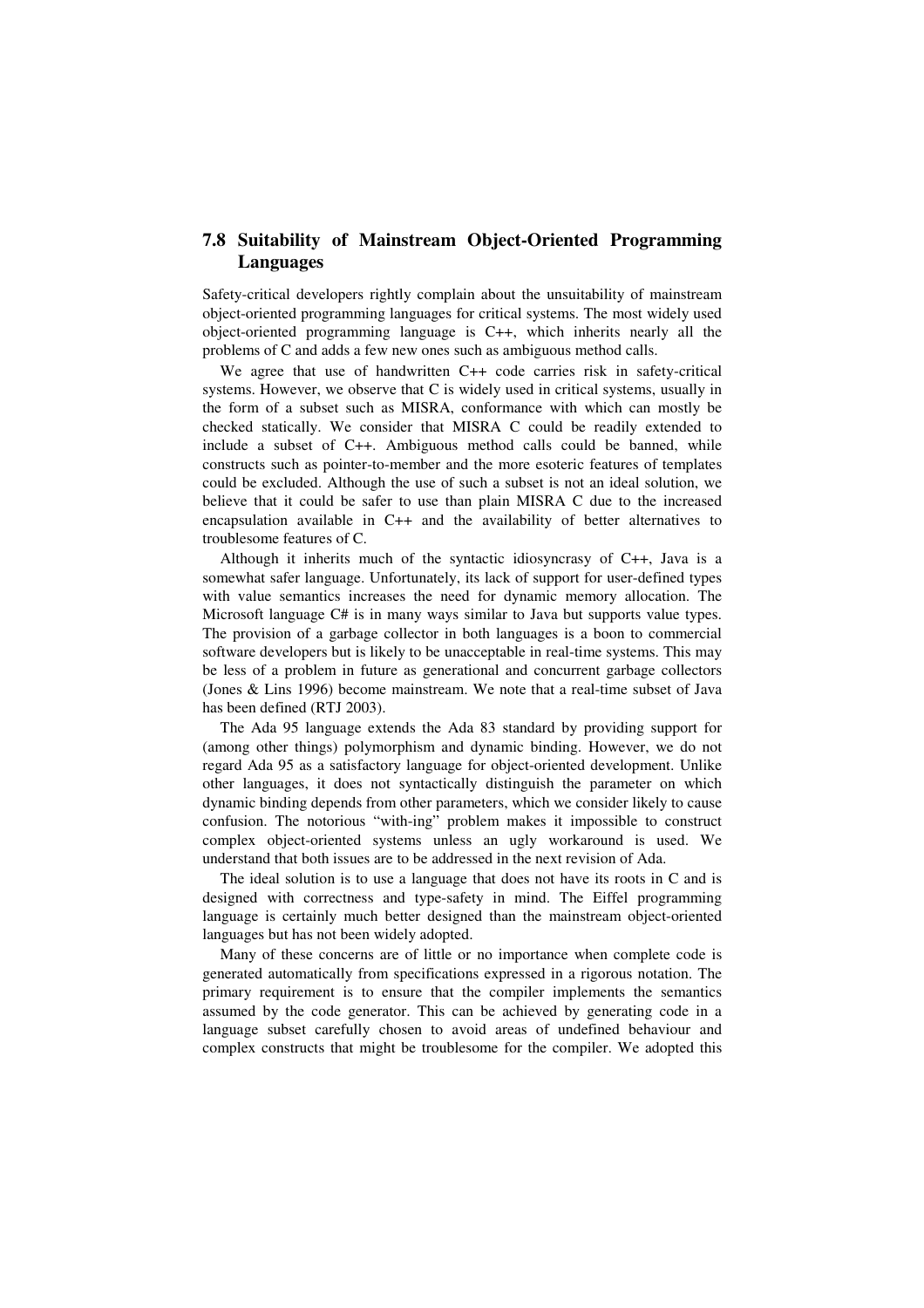## 7.8 Suitability of Mainstream Object-Oriented Programming Languages

Safety-critical developers rightly complain about the unsuitability of mainstream object-oriented programming languages for critical systems. The most widely used object-oriented programming language is C++, which inherits nearly all the problems of C and adds a few new ones such as ambiguous method calls.

We agree that use of handwritten C++ code carries risk in safety-critical systems. However, we observe that C is widely used in critical systems, usually in the form of a subset such as MISRA, conformance with which can mostly be checked statically. We consider that MISRA C could be readily extended to include a subset of C++. Ambiguous method calls could be banned, while constructs such as pointer-to-member and the more esoteric features of templates could be excluded. Although the use of such a subset is not an ideal solution, we believe that it could be safer to use than plain MISRA C due to the increased encapsulation available in C++ and the availability of better alternatives to troublesome features of C.

Although it inherits much of the syntactic idiosyncrasy of C++, Java is a somewhat safer language. Unfortunately, its lack of support for user-defined types with value semantics increases the need for dynamic memory allocation. The Microsoft language C# is in many ways similar to Java but supports value types. The provision of a garbage collector in both languages is a boon to commercial software developers but is likely to be unacceptable in real-time systems. This may be less of a problem in future as generational and concurrent garbage collectors (Jones & Lins 1996) become mainstream. We note that a real-time subset of Java has been defined (RTJ 2003).

The Ada 95 language extends the Ada 83 standard by providing support for (among other things) polymorphism and dynamic binding. However, we do not regard Ada 95 as a satisfactory language for object-oriented development. Unlike other languages, it does not syntactically distinguish the parameter on which dynamic binding depends from other parameters, which we consider likely to cause confusion. The notorious "with-ing" problem makes it impossible to construct complex object-oriented systems unless an ugly workaround is used. We understand that both issues are to be addressed in the next revision of Ada.

The ideal solution is to use a language that does not have its roots in C and is designed with correctness and type-safety in mind. The Eiffel programming language is certainly much better designed than the mainstream object-oriented languages but has not been widely adopted.

Many of these concerns are of little or no importance when complete code is generated automatically from specifications expressed in a rigorous notation. The primary requirement is to ensure that the compiler implements the semantics assumed by the code generator. This can be achieved by generating code in a language subset carefully chosen to avoid areas of undefined behaviour and complex constructs that might be troublesome for the compiler. We adopted this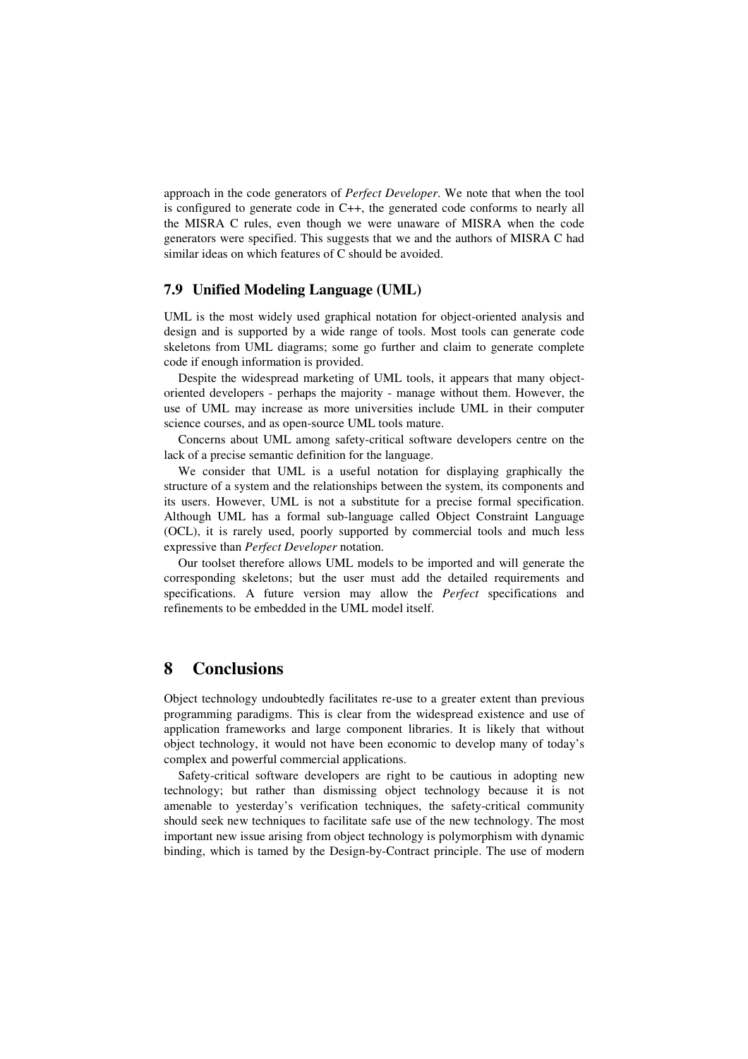approach in the code generators of *Perfect Developer*. We note that when the tool is configured to generate code in C++, the generated code conforms to nearly all the MISRA C rules, even though we were unaware of MISRA when the code generators were specified. This suggests that we and the authors of MISRA C had similar ideas on which features of C should be avoided.

### 7.9 Unified Modeling Language (UML)

UML is the most widely used graphical notation for object-oriented analysis and design and is supported by a wide range of tools. Most tools can generate code skeletons from UML diagrams; some go further and claim to generate complete code if enough information is provided.

Despite the widespread marketing of UML tools, it appears that many object-oriented developers - perhaps the majority - manage without them. However, the use of UML may increase as more universities include UML in their computer science courses, and as open-source UML tools mature.

Concerns about UML among safety-critical software developers centre on the lack of a precise semantic definition for the language.

We consider that UML is a useful notation for displaying graphically the structure of a system and the relationships between the system, its components and its users. However, UML is not a substitute for a precise formal specification. Although UML has a formal sub-language called Object Constraint Language (OCL), it is rarely used, poorly supported by commercial tools and much less expressive than *Perfect Developer* notation.

Our toolset therefore allows UML models to be imported and will generate the corresponding skeletons; but the user must add the detailed requirements and specifications. A future version may allow the *Perfect* specifications and refinements to be embedded in the UML model itself.

## 8 Conclusions

Object technology undoubtedly facilitates re-use to a greater extent than previous programming paradigms. This is clear from the widespread existence and use of application frameworks and large component libraries. It is likely that without object technology, it would not have been economic to develop many of today's complex and powerful commercial applications.

Safety-critical software developers are right to be cautious in adopting new technology; but rather than dismissing object technology because it is not amenable to yesterday's verification techniques, the safety-critical community should seek new techniques to facilitate safe use of the new technology. The most important new issue arising from object technology is polymorphism with dynamic binding, which is tamed by the Design-by-Contract principle. The use of modern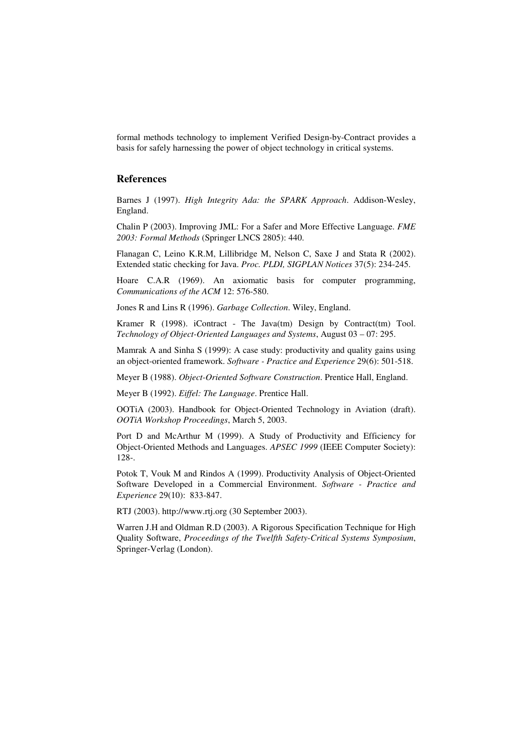formal methods technology to implement Verified Design-by-Contract provides a basis for safely harnessing the power of object technology in critical systems.

## References

Barnes J (1997). *High Integrity Ada: the SPARK Approach*. Addison-Wesley, England.

Chalin P (2003). Improving JML: For a Safer and More Effective Language. *FME 2003: Formal Methods* (Springer LNCS 2805): 440.

Flanagan C, Leino K.R.M, Lillibridge M, Nelson C, Saxe J and Stata R (2002). Extended static checking for Java. *Proc. PLDI, SIGPLAN Notices* 37(5): 234-245.

Hoare C.A.R (1969). An axiomatic basis for computer programming, *Communications of the ACM* 12: 576-580.

Jones R and Lins R (1996). *Garbage Collection*. Wiley, England.

Kramer R (1998). iContract - The Java(tm) Design by Contract(tm) Tool. *Technology of Object-Oriented Languages and Systems*, August 03 – 07: 295.

Mamrak A and Sinha S (1999): A case study: productivity and quality gains using an object-oriented framework. *Software - Practice and Experience* 29(6): 501-518.

Meyer B (1988). *Object-Oriented Software Construction*. Prentice Hall, England.

Meyer B (1992). *Eiffel: The Language*. Prentice Hall.

OOTiA (2003). Handbook for Object-Oriented Technology in Aviation (draft). *OOTiA Workshop Proceedings*, March 5, 2003.

Port D and McArthur M (1999). A Study of Productivity and Efficiency for Object-Oriented Methods and Languages. *APSEC 1999* (IEEE Computer Society): 128-.

Potok T, Vouk M and Rindos A (1999). Productivity Analysis of Object-Oriented Software Developed in a Commercial Environment. *Software - Practice and Experience* 29(10): 833-847.

RTJ (2003). http://www.rtj.org (30 September 2003).

Warren J.H and Oldman R.D (2003). A Rigorous Specification Technique for High Quality Software, *Proceedings of the Twelfth Safety-Critical Systems Symposium*, Springer-Verlag (London).